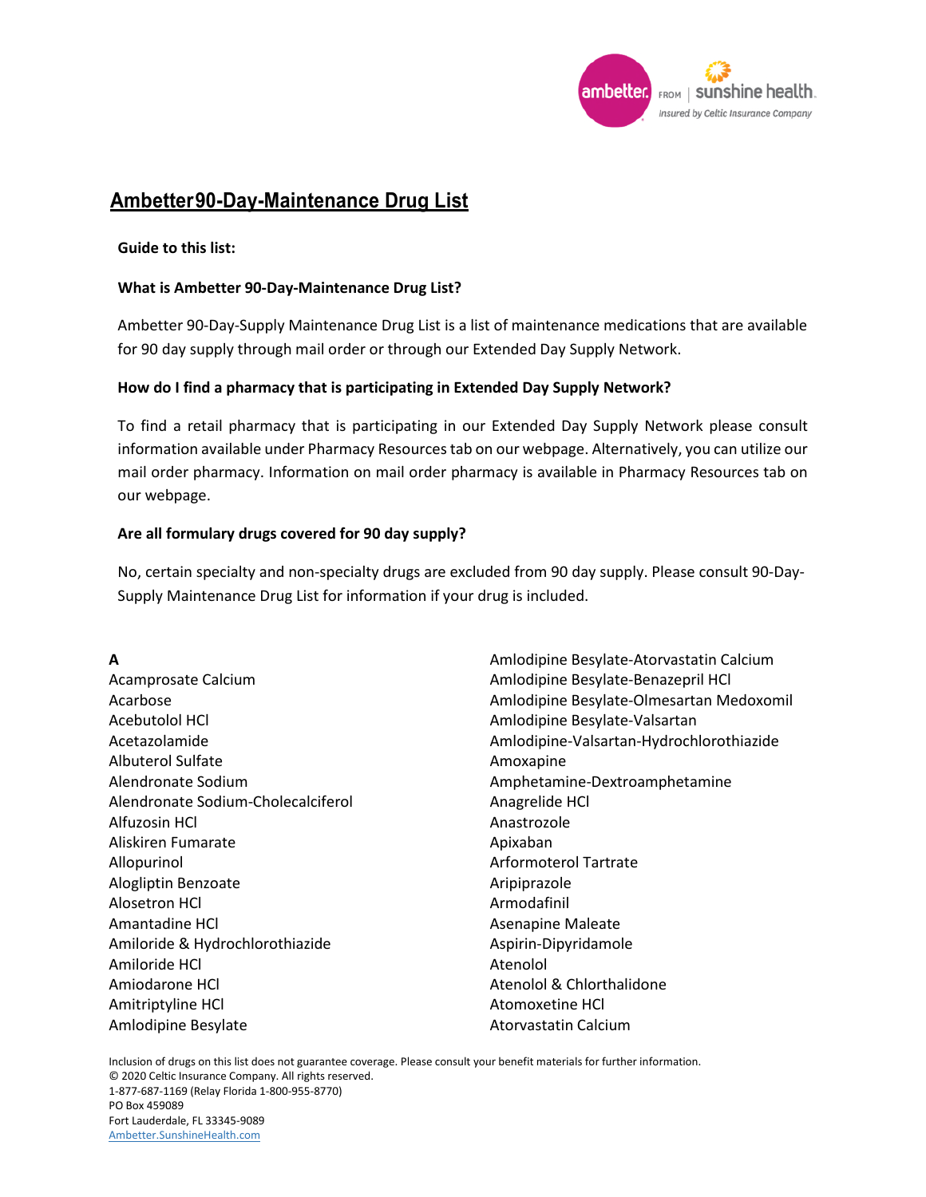# Ambetter90-Day-Maintenance Drug List

**Guide to this list:**

**What is Ambetter 90-Day-Maintenance Drug List?**

Ambetter 90-Day-Supply Maintenance Drug List is a list of maintenance medications that are available for 90 day supply through mail order or through our Extended Day Supply Network.

**How do I find a pharmacy that is participating in Extended Day Supply Network?**

To find a retail pharmacy that is participating in our Extended Day Supply Network please consult information available under Pharmacy Resources tab on our webpage. Alternatively, you can utilize our mail order pharmacy. Information on mail order pharmacy is available in Pharmacy Resources tab on our webpage.

**Are all formulary drugs covered for 90 day supply?**

No, certain specialty and non-specialty drugs are excluded from 90 day supply. Please consult 90-Day-Supply Maintenance Drug List for information if your drug is included.

**A**

Acamprosate Calcium
Acarbose
Acebutolol HCl
Acetazolamide
Albuterol Sulfate
Alendronate Sodium
Alendronate Sodium-Cholecalciferol
Alfuzosin HCl
Aliskiren Fumarate
Allopurinol
Alogliptin Benzoate
Alosetron HCl
Amantadine HCl
Amiloride & Hydrochlorothiazide
Amiloride HCl
Amiodarone HCl
Amitriptyline HCl
Amlodipine Besylate
Amlodipine Besylate-Atorvastatin Calcium
Amlodipine Besylate-Benazepril HCl
Amlodipine Besylate-Olmesartan Medoxomil
Amlodipine Besylate-Valsartan
Amlodipine-Valsartan-Hydrochlorothiazide
Amoxapine
Amphetamine-Dextroamphetamine
Anagrelide HCl
Anastrozole
Apixaban
Arformoterol Tartrate
Aripiprazole
Armodafinil
Asenapine Maleate
Aspirin-Dipyridamole
Atenolol
Atenolol & Chlorthalidone
Atomoxetine HCl
Atorvastatin Calcium

Inclusion of drugs on this list does not guarantee coverage. Please consult your benefit materials for further information.
© 2020 Celtic Insurance Company. All rights reserved.
1-877-687-1169 (Relay Florida 1-800-955-8770)
PO Box 459089
Fort Lauderdale, FL 33345-9089
Ambetter.SunshineHealth.com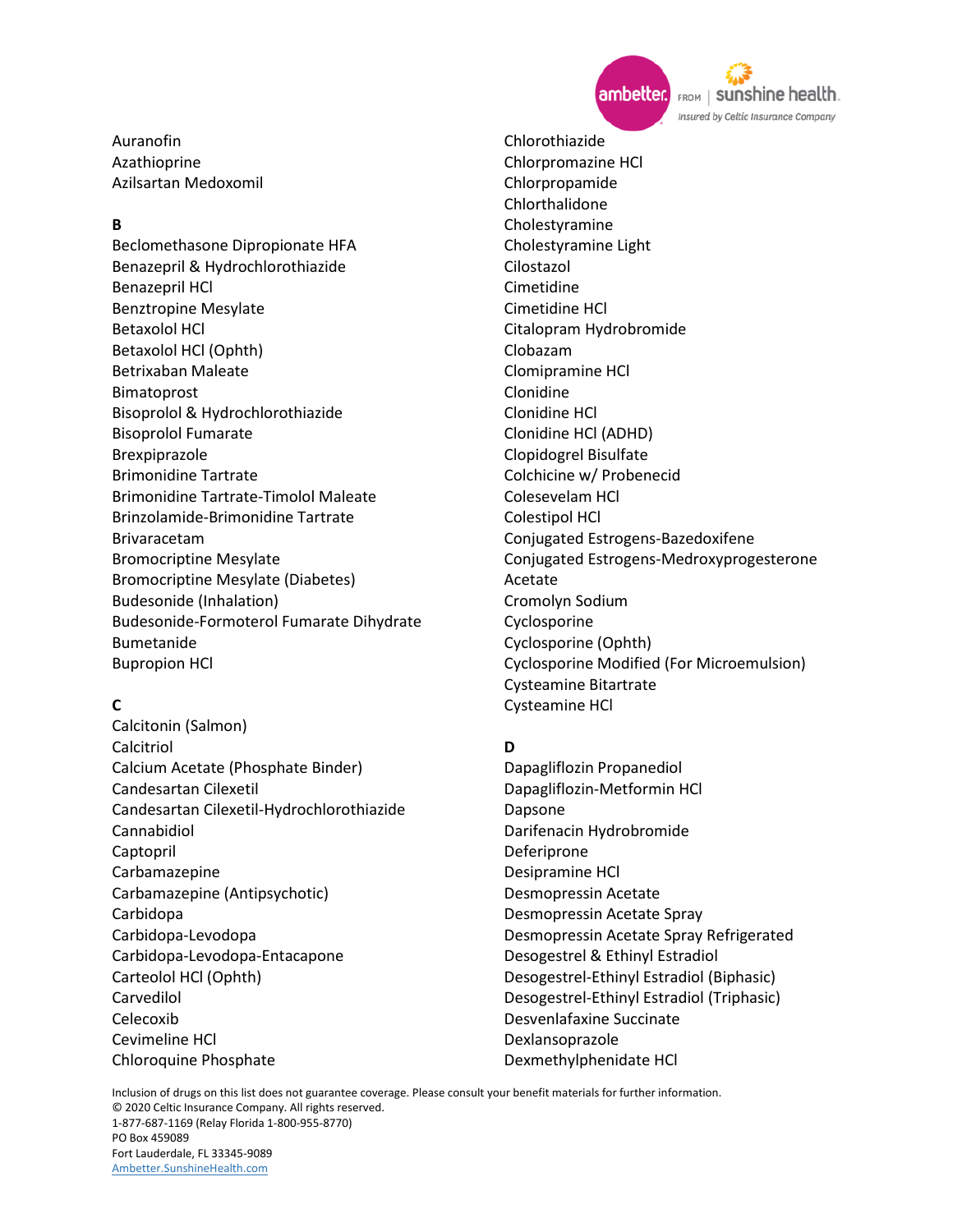Auranofin
Azathioprine
Azilsartan Medoxomil

**B**

Beclomethasone Dipropionate HFA
Benazepril & Hydrochlorothiazide
Benazepril HCl
Benztropine Mesylate
Betaxolol HCl
Betaxolol HCl (Ophth)
Betrixaban Maleate
Bimatoprost
Bisoprolol & Hydrochlorothiazide
Bisoprolol Fumarate
Brexpiprazole
Brimonidine Tartrate
Brimonidine Tartrate-Timolol Maleate
Brinzolamide-Brimonidine Tartrate
Brivaracetam
Bromocriptine Mesylate
Bromocriptine Mesylate (Diabetes)
Budesonide (Inhalation)
Budesonide-Formoterol Fumarate Dihydrate
Bumetanide
Bupropion HCl

**C**

Calcitonin (Salmon)
Calcitriol
Calcium Acetate (Phosphate Binder)
Candesartan Cilexetil
Candesartan Cilexetil-Hydrochlorothiazide
Cannabidiol
Captopril
Carbamazepine
Carbamazepine (Antipsychotic)
Carbidopa
Carbidopa-Levodopa
Carbidopa-Levodopa-Entacapone
Carteolol HCl (Ophth)
Carvedilol
Celecoxib
Cevimeline HCl
Chloroquine Phosphate
Chlorothiazide
Chlorpromazine HCl
Chlorpropamide
Chlorthalidone
Cholestyramine
Cholestyramine Light
Cilostazol
Cimetidine
Cimetidine HCl
Citalopram Hydrobromide
Clobazam
Clomipramine HCl
Clonidine
Clonidine HCl
Clonidine HCl (ADHD)
Clopidogrel Bisulfate
Colchicine w/ Probenecid
Colesevelam HCl
Colestipol HCl
Conjugated Estrogens-Bazedoxifene
Conjugated Estrogens-Medroxyprogesterone Acetate
Cromolyn Sodium
Cyclosporine
Cyclosporine (Ophth)
Cyclosporine Modified (For Microemulsion)
Cysteamine Bitartrate
Cysteamine HCl

**D**

Dapagliflozin Propanediol
Dapagliflozin-Metformin HCl
Dapsone
Darifenacin Hydrobromide
Deferiprone
Desipramine HCl
Desmopressin Acetate
Desmopressin Acetate Spray
Desmopressin Acetate Spray Refrigerated
Desogestrel & Ethinyl Estradiol
Desogestrel-Ethinyl Estradiol (Biphasic)
Desogestrel-Ethinyl Estradiol (Triphasic)
Desvenlafaxine Succinate
Dexlansoprazole
Dexmethylphenidate HCl

Inclusion of drugs on this list does not guarantee coverage. Please consult your benefit materials for further information.
© 2020 Celtic Insurance Company. All rights reserved.
1-877-687-1169 (Relay Florida 1-800-955-8770)
PO Box 459089
Fort Lauderdale, FL 33345-9089
Ambetter.SunshineHealth.com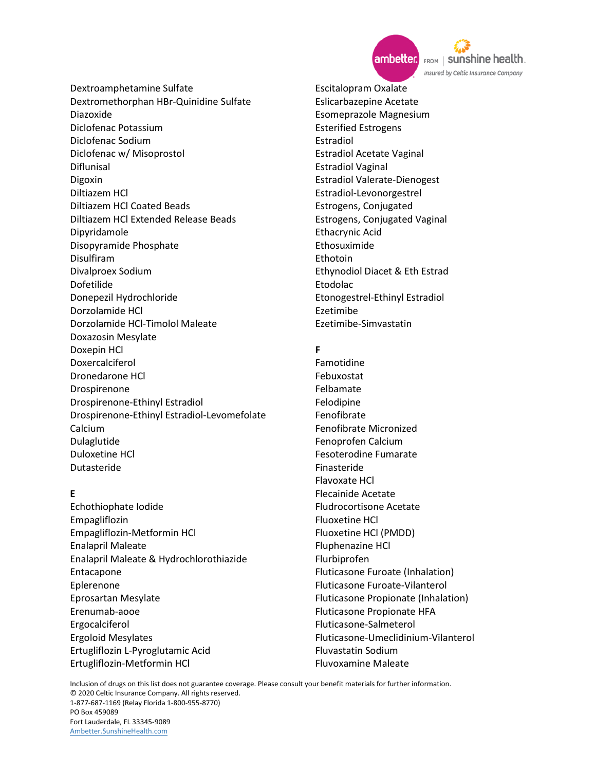Dextroamphetamine Sulfate
Dextromethorphan HBr-Quinidine Sulfate
Diazoxide
Diclofenac Potassium
Diclofenac Sodium
Diclofenac w/ Misoprostol
Diflunisal
Digoxin
Diltiazem HCl
Diltiazem HCl Coated Beads
Diltiazem HCl Extended Release Beads
Dipyridamole
Disopyramide Phosphate
Disulfiram
Divalproex Sodium
Dofetilide
Donepezil Hydrochloride
Dorzolamide HCl
Dorzolamide HCl-Timolol Maleate
Doxazosin Mesylate
Doxepin HCl
Doxercalciferol
Dronedarone HCl
Drospirenone
Drospirenone-Ethinyl Estradiol
Drospirenone-Ethinyl Estradiol-Levomefolate Calcium
Dulaglutide
Duloxetine HCl
Dutasteride

**E**

Echothiophate Iodide
Empagliflozin
Empagliflozin-Metformin HCl
Enalapril Maleate
Enalapril Maleate & Hydrochlorothiazide
Entacapone
Eplerenone
Eprosartan Mesylate
Erenumab-aooe
Ergocalciferol
Ergoloid Mesylates
Ertugliflozin L-Pyroglutamic Acid
Ertugliflozin-Metformin HCl
Escitalopram Oxalate
Eslicarbazepine Acetate
Esomeprazole Magnesium
Esterified Estrogens
Estradiol
Estradiol Acetate Vaginal
Estradiol Vaginal
Estradiol Valerate-Dienogest
Estradiol-Levonorgestrel
Estrogens, Conjugated
Estrogens, Conjugated Vaginal
Ethacrynic Acid
Ethosuximide
Ethotoin
Ethynodiol Diacet & Eth Estrad
Etodolac
Etonogestrel-Ethinyl Estradiol
Ezetimibe
Ezetimibe-Simvastatin

**F**

Famotidine
Febuxostat
Felbamate
Felodipine
Fenofibrate
Fenofibrate Micronized
Fenoprofen Calcium
Fesoterodine Fumarate
Finasteride
Flavoxate HCl
Flecainide Acetate
Fludrocortisone Acetate
Fluoxetine HCl
Fluoxetine HCl (PMDD)
Fluphenazine HCl
Flurbiprofen
Fluticasone Furoate (Inhalation)
Fluticasone Furoate-Vilanterol
Fluticasone Propionate (Inhalation)
Fluticasone Propionate HFA
Fluticasone-Salmeterol
Fluticasone-Umeclidinium-Vilanterol
Fluvastatin Sodium
Fluvoxamine Maleate

Inclusion of drugs on this list does not guarantee coverage. Please consult your benefit materials for further information.
© 2020 Celtic Insurance Company. All rights reserved.
1-877-687-1169 (Relay Florida 1-800-955-8770)
PO Box 459089
Fort Lauderdale, FL 33345-9089
Ambetter.SunshineHealth.com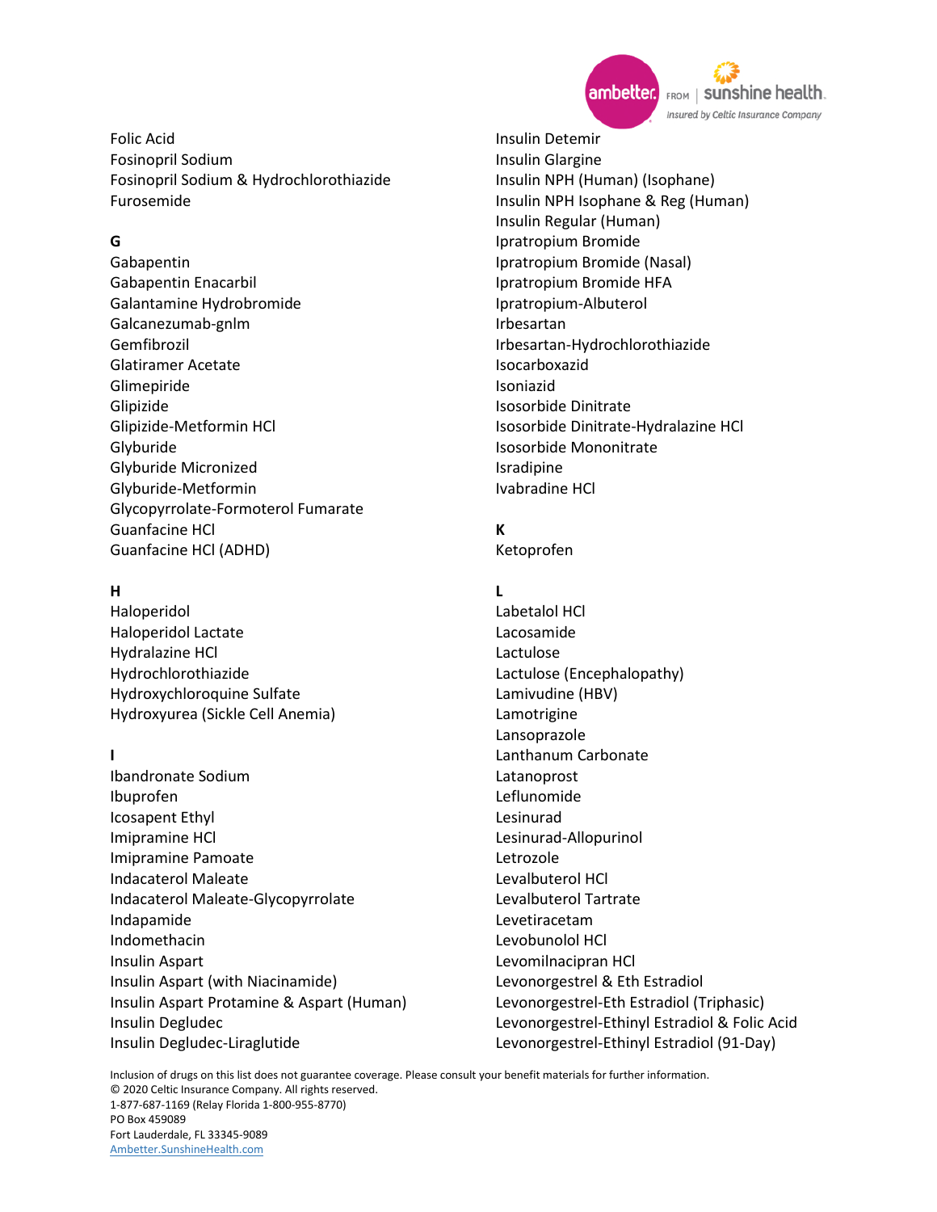Folic Acid
Fosinopril Sodium
Fosinopril Sodium & Hydrochlorothiazide
Furosemide

**G**

Gabapentin
Gabapentin Enacarbil
Galantamine Hydrobromide
Galcanezumab-gnlm
Gemfibrozil
Glatiramer Acetate
Glimepiride
Glipizide
Glipizide-Metformin HCl
Glyburide
Glyburide Micronized
Glyburide-Metformin
Glycopyrrolate-Formoterol Fumarate
Guanfacine HCl
Guanfacine HCl (ADHD)

**H**

Haloperidol
Haloperidol Lactate
Hydralazine HCl
Hydrochlorothiazide
Hydroxychloroquine Sulfate
Hydroxyurea (Sickle Cell Anemia)

**I**

Ibandronate Sodium
Ibuprofen
Icosapent Ethyl
Imipramine HCl
Imipramine Pamoate
Indacaterol Maleate
Indacaterol Maleate-Glycopyrrolate
Indapamide
Indomethacin
Insulin Aspart
Insulin Aspart (with Niacinamide)
Insulin Aspart Protamine & Aspart (Human)
Insulin Degludec
Insulin Degludec-Liraglutide
Insulin Detemir
Insulin Glargine
Insulin NPH (Human) (Isophane)
Insulin NPH Isophane & Reg (Human)
Insulin Regular (Human)
Ipratropium Bromide
Ipratropium Bromide (Nasal)
Ipratropium Bromide HFA
Ipratropium-Albuterol
Irbesartan
Irbesartan-Hydrochlorothiazide
Isocarboxazid
Isoniazid
Isosorbide Dinitrate
Isosorbide Dinitrate-Hydralazine HCl
Isosorbide Mononitrate
Isradipine
Ivabradine HCl

**K**

Ketoprofen

**L**

Labetalol HCl
Lacosamide
Lactulose
Lactulose (Encephalopathy)
Lamivudine (HBV)
Lamotrigine
Lansoprazole
Lanthanum Carbonate
Latanoprost
Leflunomide
Lesinurad
Lesinurad-Allopurinol
Letrozole
Levalbuterol HCl
Levalbuterol Tartrate
Levetiracetam
Levobunolol HCl
Levomilnacipran HCl
Levonorgestrel & Eth Estradiol
Levonorgestrel-Eth Estradiol (Triphasic)
Levonorgestrel-Ethinyl Estradiol & Folic Acid
Levonorgestrel-Ethinyl Estradiol (91-Day)

Inclusion of drugs on this list does not guarantee coverage. Please consult your benefit materials for further information.
© 2020 Celtic Insurance Company. All rights reserved.
1-877-687-1169 (Relay Florida 1-800-955-8770)
PO Box 459089
Fort Lauderdale, FL 33345-9089
Ambetter.SunshineHealth.com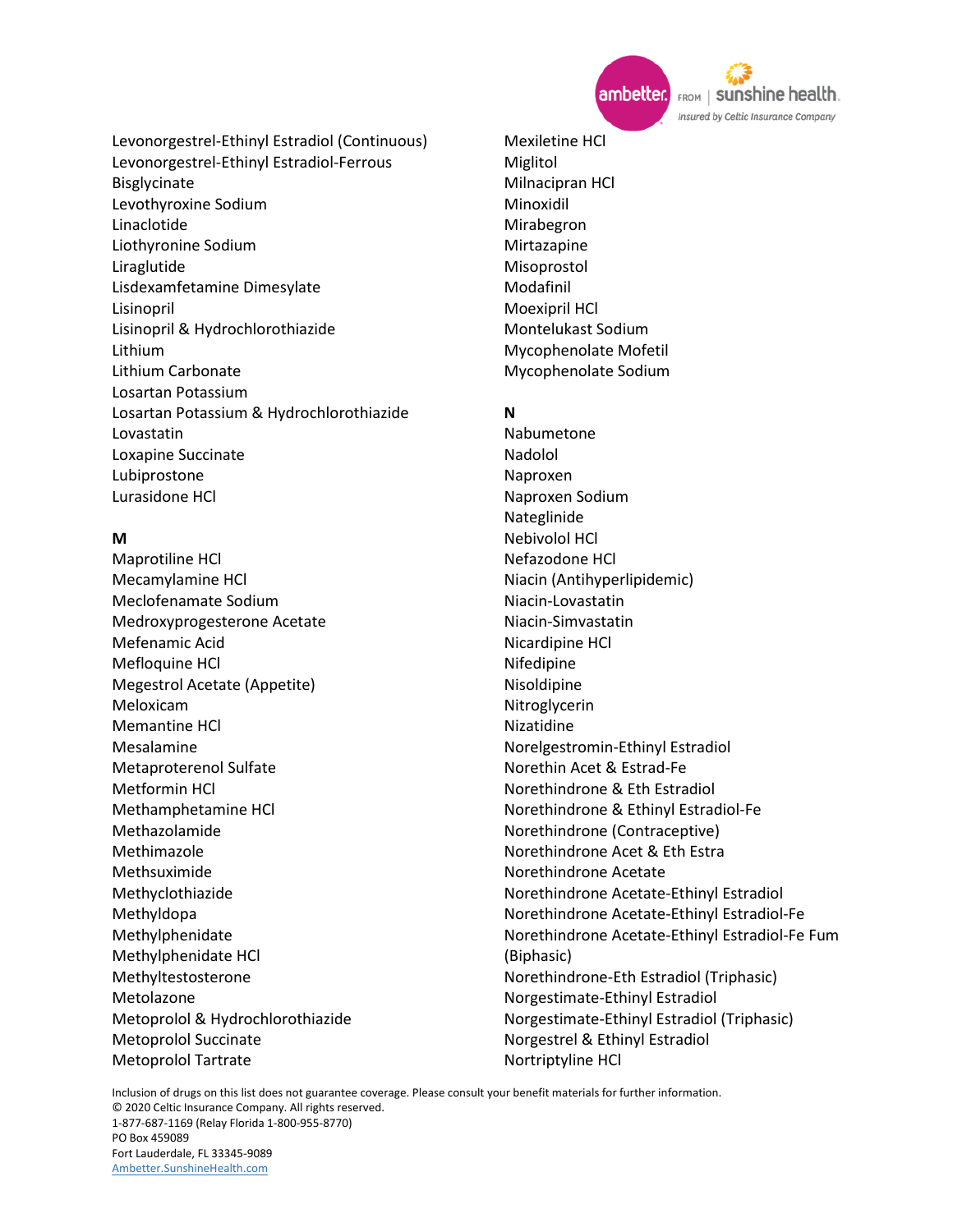Levonorgestrel-Ethinyl Estradiol (Continuous)
Levonorgestrel-Ethinyl Estradiol-Ferrous Bisglycinate
Levothyroxine Sodium
Linaclotide
Liothyronine Sodium
Liraglutide
Lisdexamfetamine Dimesylate
Lisinopril
Lisinopril & Hydrochlorothiazide
Lithium
Lithium Carbonate
Losartan Potassium
Losartan Potassium & Hydrochlorothiazide
Lovastatin
Loxapine Succinate
Lubiprostone
Lurasidone HCl

**M**

Maprotiline HCl
Mecamylamine HCl
Meclofenamate Sodium
Medroxyprogesterone Acetate
Mefenamic Acid
Mefloquine HCl
Megestrol Acetate (Appetite)
Meloxicam
Memantine HCl
Mesalamine
Metaproterenol Sulfate
Metformin HCl
Methamphetamine HCl
Methazolamide
Methimazole
Methsuximide
Methyclothiazide
Methyldopa
Methylphenidate
Methylphenidate HCl
Methyltestosterone
Metolazone
Metoprolol & Hydrochlorothiazide
Metoprolol Succinate
Metoprolol Tartrate
Mexiletine HCl
Miglitol
Milnacipran HCl
Minoxidil
Mirabegron
Mirtazapine
Misoprostol
Modafinil
Moexipril HCl
Montelukast Sodium
Mycophenolate Mofetil
Mycophenolate Sodium

**N**

Nabumetone
Nadolol
Naproxen
Naproxen Sodium
Nateglinide
Nebivolol HCl
Nefazodone HCl
Niacin (Antihyperlipidemic)
Niacin-Lovastatin
Niacin-Simvastatin
Nicardipine HCl
Nifedipine
Nisoldipine
Nitroglycerin
Nizatidine
Norelgestromin-Ethinyl Estradiol
Norethin Acet & Estrad-Fe
Norethindrone & Eth Estradiol
Norethindrone & Ethinyl Estradiol-Fe
Norethindrone (Contraceptive)
Norethindrone Acet & Eth Estra
Norethindrone Acetate
Norethindrone Acetate-Ethinyl Estradiol
Norethindrone Acetate-Ethinyl Estradiol-Fe
Norethindrone Acetate-Ethinyl Estradiol-Fe Fum (Biphasic)
Norethindrone-Eth Estradiol (Triphasic)
Norgestimate-Ethinyl Estradiol
Norgestimate-Ethinyl Estradiol (Triphasic)
Norgestrel & Ethinyl Estradiol
Nortriptyline HCl

Inclusion of drugs on this list does not guarantee coverage. Please consult your benefit materials for further information.
© 2020 Celtic Insurance Company. All rights reserved.
1-877-687-1169 (Relay Florida 1-800-955-8770)
PO Box 459089
Fort Lauderdale, FL 33345-9089
Ambetter.SunshineHealth.com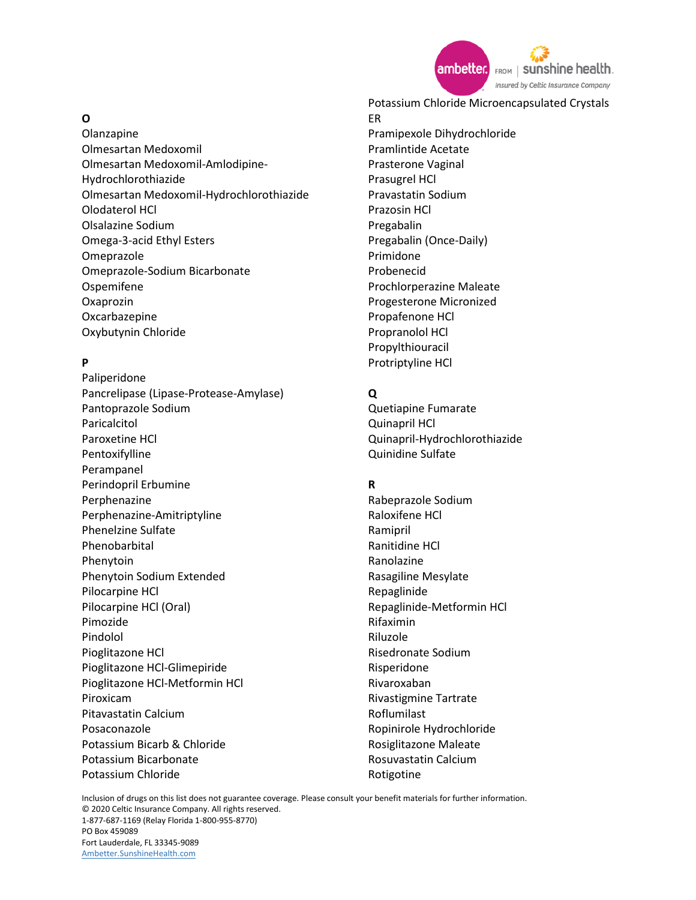## O

Olanzapine
Olmesartan Medoxomil
Olmesartan Medoxomil-Amlodipine-Hydrochlorothiazide
Olmesartan Medoxomil-Hydrochlorothiazide
Olodaterol HCl
Olsalazine Sodium
Omega-3-acid Ethyl Esters
Omeprazole
Omeprazole-Sodium Bicarbonate
Ospemifene
Oxaprozin
Oxcarbazepine
Oxybutynin Chloride

## P

Paliperidone
Pancrelipase (Lipase-Protease-Amylase)
Pantoprazole Sodium
Paricalcitol
Paroxetine HCl
Pentoxifylline
Perampanel
Perindopril Erbumine
Perphenazine
Perphenazine-Amitriptyline
Phenelzine Sulfate
Phenobarbital
Phenytoin
Phenytoin Sodium Extended
Pilocarpine HCl
Pilocarpine HCl (Oral)
Pimozide
Pindolol
Pioglitazone HCl
Pioglitazone HCl-Glimepiride
Pioglitazone HCl-Metformin HCl
Piroxicam
Pitavastatin Calcium
Posaconazole
Potassium Bicarb & Chloride
Potassium Bicarbonate
Potassium Chloride
Potassium Chloride Microencapsulated Crystals ER
Pramipexole Dihydrochloride
Pramlintide Acetate
Prasterone Vaginal
Prasugrel HCl
Pravastatin Sodium
Prazosin HCl
Pregabalin
Pregabalin (Once-Daily)
Primidone
Probenecid
Prochlorperazine Maleate
Progesterone Micronized
Propafenone HCl
Propranolol HCl
Propylthiouracil
Protriptyline HCl

## Q

Quetiapine Fumarate
Quinapril HCl
Quinapril-Hydrochlorothiazide
Quinidine Sulfate

## R

Rabeprazole Sodium
Raloxifene HCl
Ramipril
Ranitidine HCl
Ranolazine
Rasagiline Mesylate
Repaglinide
Repaglinide-Metformin HCl
Rifaximin
Riluzole
Risedronate Sodium
Risperidone
Rivaroxaban
Rivastigmine Tartrate
Roflumilast
Ropinirole Hydrochloride
Rosiglitazone Maleate
Rosuvastatin Calcium
Rotigotine

Inclusion of drugs on this list does not guarantee coverage. Please consult your benefit materials for further information.
© 2020 Celtic Insurance Company. All rights reserved.
1-877-687-1169 (Relay Florida 1-800-955-8770)
PO Box 459089
Fort Lauderdale, FL 33345-9089
Ambetter.SunshineHealth.com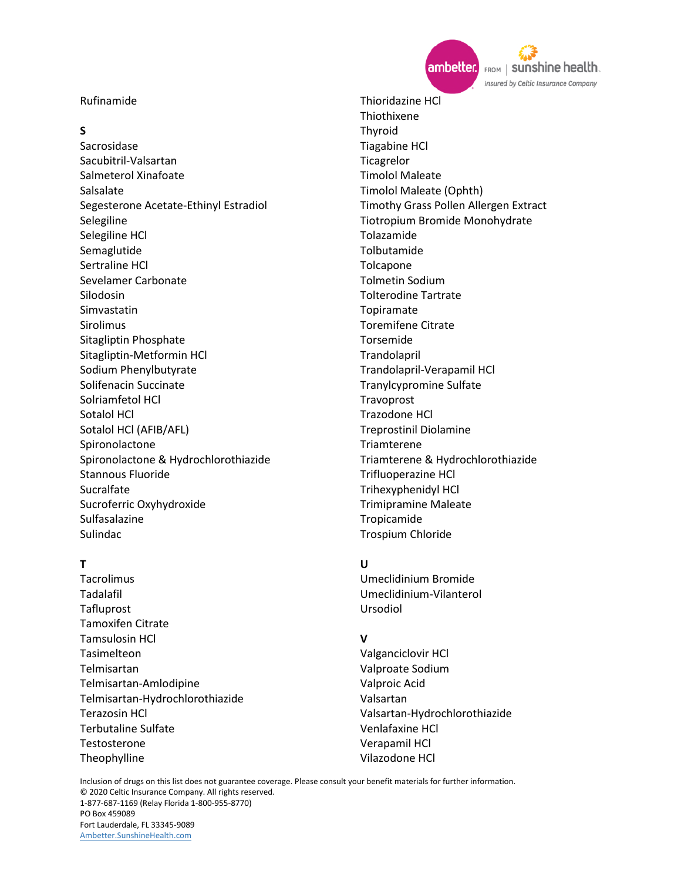Rufinamide

## S

Sacrosidase
Sacubitril-Valsartan
Salmeterol Xinafoate
Salsalate
Segesterone Acetate-Ethinyl Estradiol
Selegiline
Selegiline HCl
Semaglutide
Sertraline HCl
Sevelamer Carbonate
Silodosin
Simvastatin
Sirolimus
Sitagliptin Phosphate
Sitagliptin-Metformin HCl
Sodium Phenylbutyrate
Solifenacin Succinate
Solriamfetol HCl
Sotalol HCl
Sotalol HCl (AFIB/AFL)
Spironolactone
Spironolactone & Hydrochlorothiazide
Stannous Fluoride
Sucralfate
Sucroferric Oxyhydroxide
Sulfasalazine
Sulindac

## T

Tacrolimus
Tadalafil
Tafluprost
Tamoxifen Citrate
Tamsulosin HCl
Tasimelteon
Telmisartan
Telmisartan-Amlodipine
Telmisartan-Hydrochlorothiazide
Terazosin HCl
Terbutaline Sulfate
Testosterone
Theophylline
Thioridazine HCl
Thiothixene
Thyroid
Tiagabine HCl
Ticagrelor
Timolol Maleate
Timolol Maleate (Ophth)
Timothy Grass Pollen Allergen Extract
Tiotropium Bromide Monohydrate
Tolazamide
Tolbutamide
Tolcapone
Tolmetin Sodium
Tolterodine Tartrate
Topiramate
Toremifene Citrate
Torsemide
Trandolapril
Trandolapril-Verapamil HCl
Tranylcypromine Sulfate
Travoprost
Trazodone HCl
Treprostinil Diolamine
Triamterene
Triamterene & Hydrochlorothiazide
Trifluoperazine HCl
Trihexyphenidyl HCl
Trimipramine Maleate
Tropicamide
Trospium Chloride

## U

Umeclidinium Bromide
Umeclidinium-Vilanterol
Ursodiol

## V

Valganciclovir HCl
Valproate Sodium
Valproic Acid
Valsartan
Valsartan-Hydrochlorothiazide
Venlafaxine HCl
Verapamil HCl
Vilazodone HCl

Inclusion of drugs on this list does not guarantee coverage. Please consult your benefit materials for further information.
© 2020 Celtic Insurance Company. All rights reserved.
1-877-687-1169 (Relay Florida 1-800-955-8770)
PO Box 459089
Fort Lauderdale, FL 33345-9089
Ambetter.SunshineHealth.com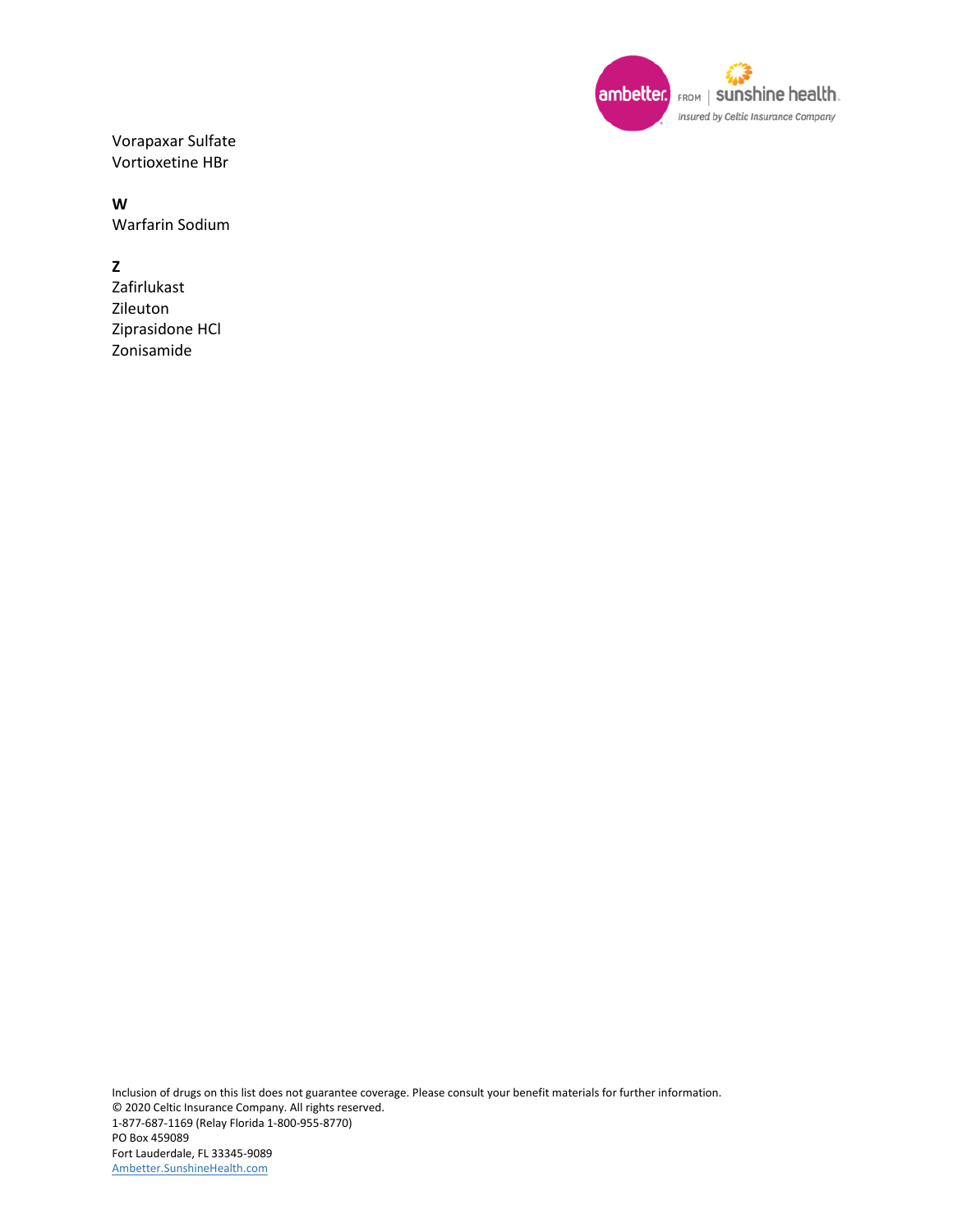Vorapaxar Sulfate
Vortioxetine HBr

**W**

Warfarin Sodium

**Z**

Zafirlukast
Zileuton
Ziprasidone HCl
Zonisamide

Inclusion of drugs on this list does not guarantee coverage. Please consult your benefit materials for further information.
© 2020 Celtic Insurance Company. All rights reserved.
1-877-687-1169 (Relay Florida 1-800-955-8770)
PO Box 459089
Fort Lauderdale, FL 33345-9089
Ambetter.SunshineHealth.com